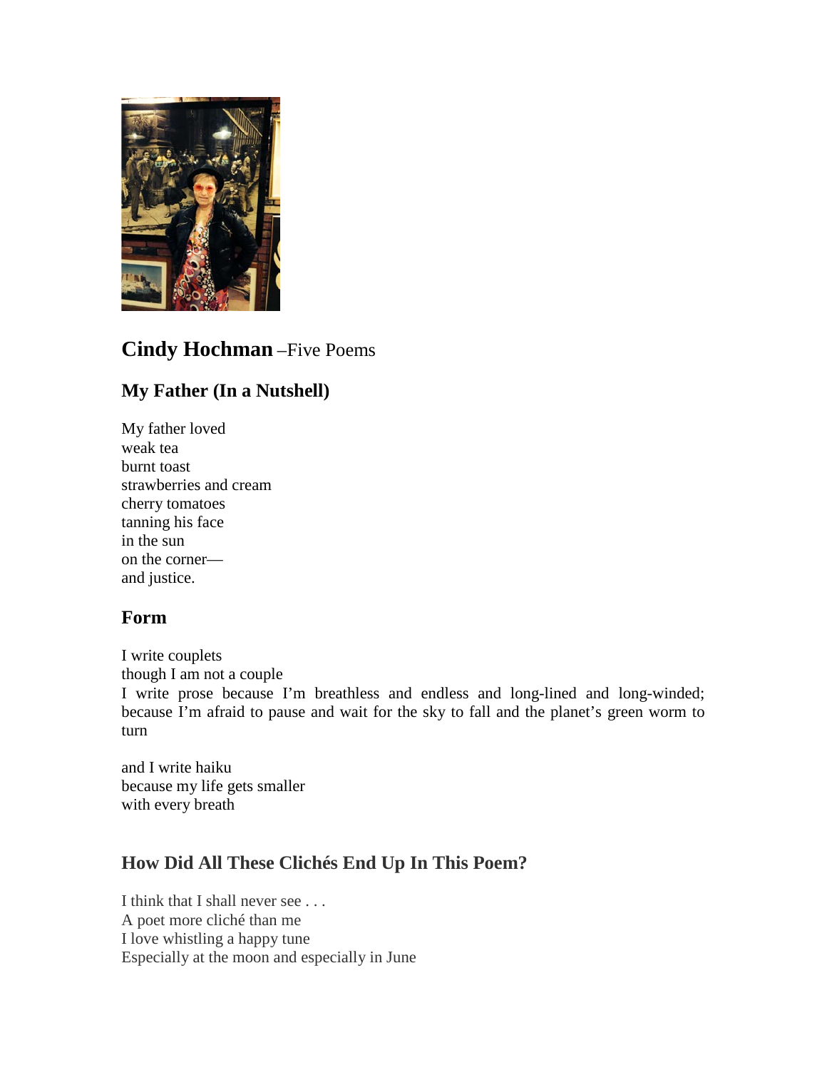# **Cindy Hochman** –Five Poems

## My Father (In a Nutshell)

My father loved  
weak tea  
burnt toast  
strawberries and cream  
cherry tomatoes  
tanning his face  
in the sun  
on the corner—  
and justice.

## Form

I write couplets  
though I am not a couple  
I write prose because I'm breathless and endless and long-lined and long-winded; because I'm afraid to pause and wait for the sky to fall and the planet's green worm to turn

and I write haiku  
because my life gets smaller  
with every breath

## How Did All These Clichés End Up In This Poem?

I think that I shall never see . . .  
A poet more cliché than me  
I love whistling a happy tune  
Especially at the moon and especially in June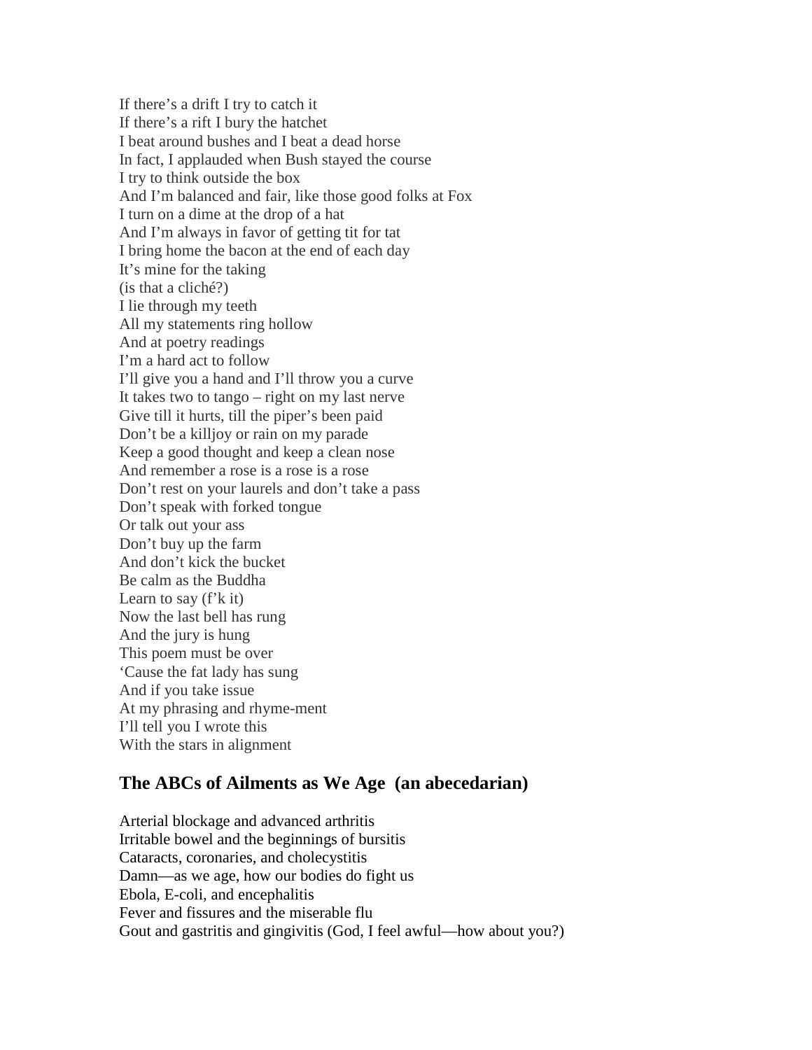If there's a drift I try to catch it
If there's a rift I bury the hatchet
I beat around bushes and I beat a dead horse
In fact, I applauded when Bush stayed the course
I try to think outside the box
And I'm balanced and fair, like those good folks at Fox
I turn on a dime at the drop of a hat
And I'm always in favor of getting tit for tat
I bring home the bacon at the end of each day
It's mine for the taking
(is that a cliché?)
I lie through my teeth
All my statements ring hollow
And at poetry readings
I'm a hard act to follow
I'll give you a hand and I'll throw you a curve
It takes two to tango – right on my last nerve
Give till it hurts, till the piper's been paid
Don't be a killjoy or rain on my parade
Keep a good thought and keep a clean nose
And remember a rose is a rose is a rose
Don't rest on your laurels and don't take a pass
Don't speak with forked tongue
Or talk out your ass
Don't buy up the farm
And don't kick the bucket
Be calm as the Buddha
Learn to say (f'k it)
Now the last bell has rung
And the jury is hung
This poem must be over
'Cause the fat lady has sung
And if you take issue
At my phrasing and rhyme-ment
I'll tell you I wrote this
With the stars in alignment

## The ABCs of Ailments as We Age (an abecedarian)

Arterial blockage and advanced arthritis
Irritable bowel and the beginnings of bursitis
Cataracts, coronaries, and cholecystitis
Damn—as we age, how our bodies do fight us
Ebola, E-coli, and encephalitis
Fever and fissures and the miserable flu
Gout and gastritis and gingivitis (God, I feel awful—how about you?)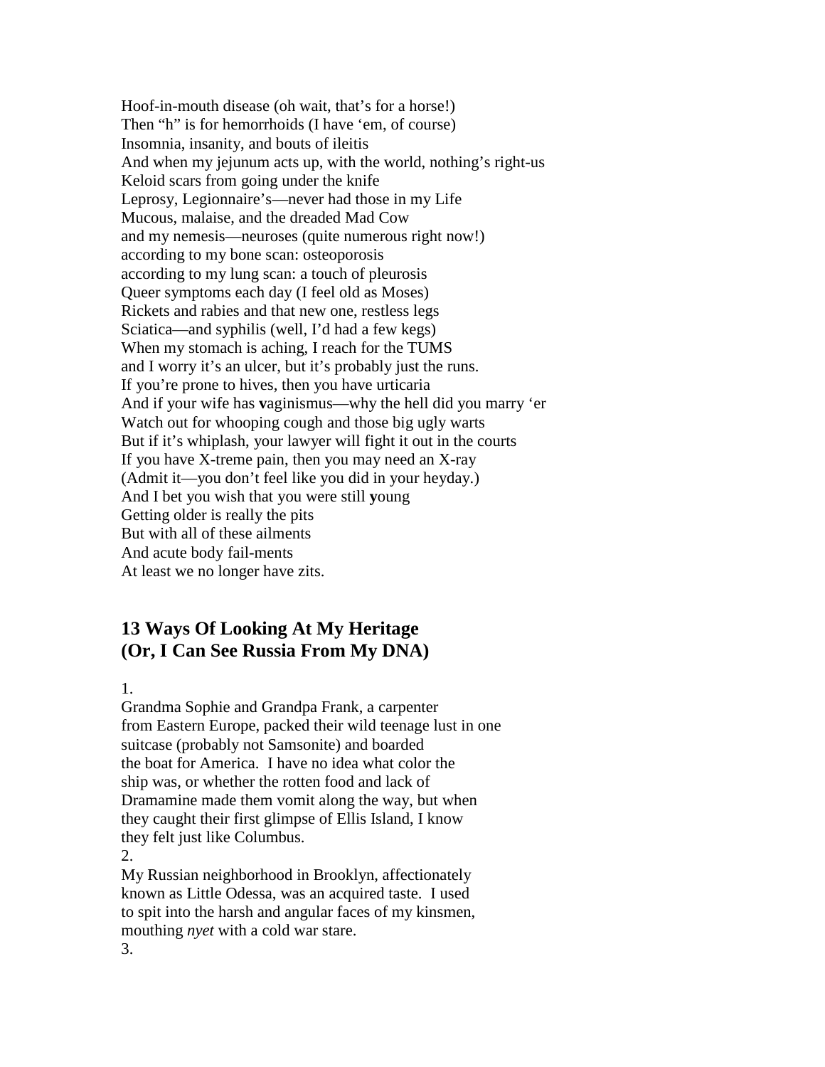Hoof-in-mouth disease (oh wait, that's for a horse!)
Then "h" is for hemorrhoids (I have 'em, of course)
Insomnia, insanity, and bouts of ileitis
And when my jejunum acts up, with the world, nothing's right-us
Keloid scars from going under the knife
Leprosy, Legionnaire's—never had those in my Life
Mucous, malaise, and the dreaded Mad Cow
and my nemesis—neuroses (quite numerous right now!)
according to my bone scan: osteoporosis
according to my lung scan: a touch of pleurosis
Queer symptoms each day (I feel old as Moses)
Rickets and rabies and that new one, restless legs
Sciatica—and syphilis (well, I'd had a few kegs)
When my stomach is aching, I reach for the TUMS
and I worry it's an ulcer, but it's probably just the runs.
If you're prone to hives, then you have urticaria
And if your wife has **v**aginismus—why the hell did you marry 'er
Watch out for whooping cough and those big ugly warts
But if it's whiplash, your lawyer will fight it out in the courts
If you have X-treme pain, then you may need an X-ray
(Admit it—you don't feel like you did in your heyday.)
And I bet you wish that you were still **y**oung
Getting older is really the pits
But with all of these ailments
And acute body fail-ments
At least we no longer have zits.

## 13 Ways Of Looking At My Heritage (Or, I Can See Russia From My DNA)

1.
Grandma Sophie and Grandpa Frank, a carpenter
from Eastern Europe, packed their wild teenage lust in one
suitcase (probably not Samsonite) and boarded
the boat for America. I have no idea what color the
ship was, or whether the rotten food and lack of
Dramamine made them vomit along the way, but when
they caught their first glimpse of Ellis Island, I know
they felt just like Columbus.
2.
My Russian neighborhood in Brooklyn, affectionately
known as Little Odessa, was an acquired taste. I used
to spit into the harsh and angular faces of my kinsmen,
mouthing *nyet* with a cold war stare.
3.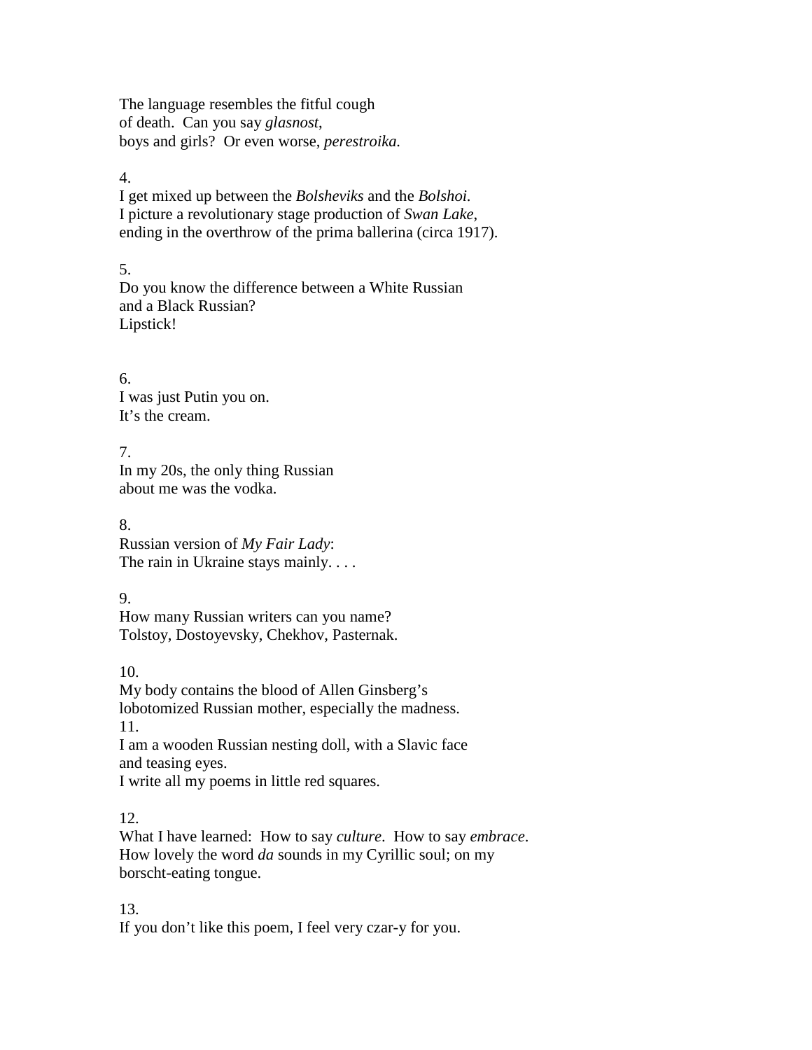The language resembles the fitful cough
of death.  Can you say *glasnost*,
boys and girls?  Or even worse, *perestroika.*

4.
I get mixed up between the *Bolsheviks* and the *Bolshoi.*
I picture a revolutionary stage production of *Swan Lake*,
ending in the overthrow of the prima ballerina (circa 1917).

5.
Do you know the difference between a White Russian
and a Black Russian?
Lipstick!

6.
I was just Putin you on.
It's the cream.

7.
In my 20s, the only thing Russian
about me was the vodka.

8.
Russian version of *My Fair Lady*:
The rain in Ukraine stays mainly. . . .

9.
How many Russian writers can you name?
Tolstoy, Dostoyevsky, Chekhov, Pasternak.

10.
My body contains the blood of Allen Ginsberg's
lobotomized Russian mother, especially the madness.

11.
I am a wooden Russian nesting doll, with a Slavic face
and teasing eyes.
I write all my poems in little red squares.

12.
What I have learned:  How to say *culture*.  How to say *embrace*.
How lovely the word *da* sounds in my Cyrillic soul; on my
borscht-eating tongue.

13.
If you don't like this poem, I feel very czar-y for you.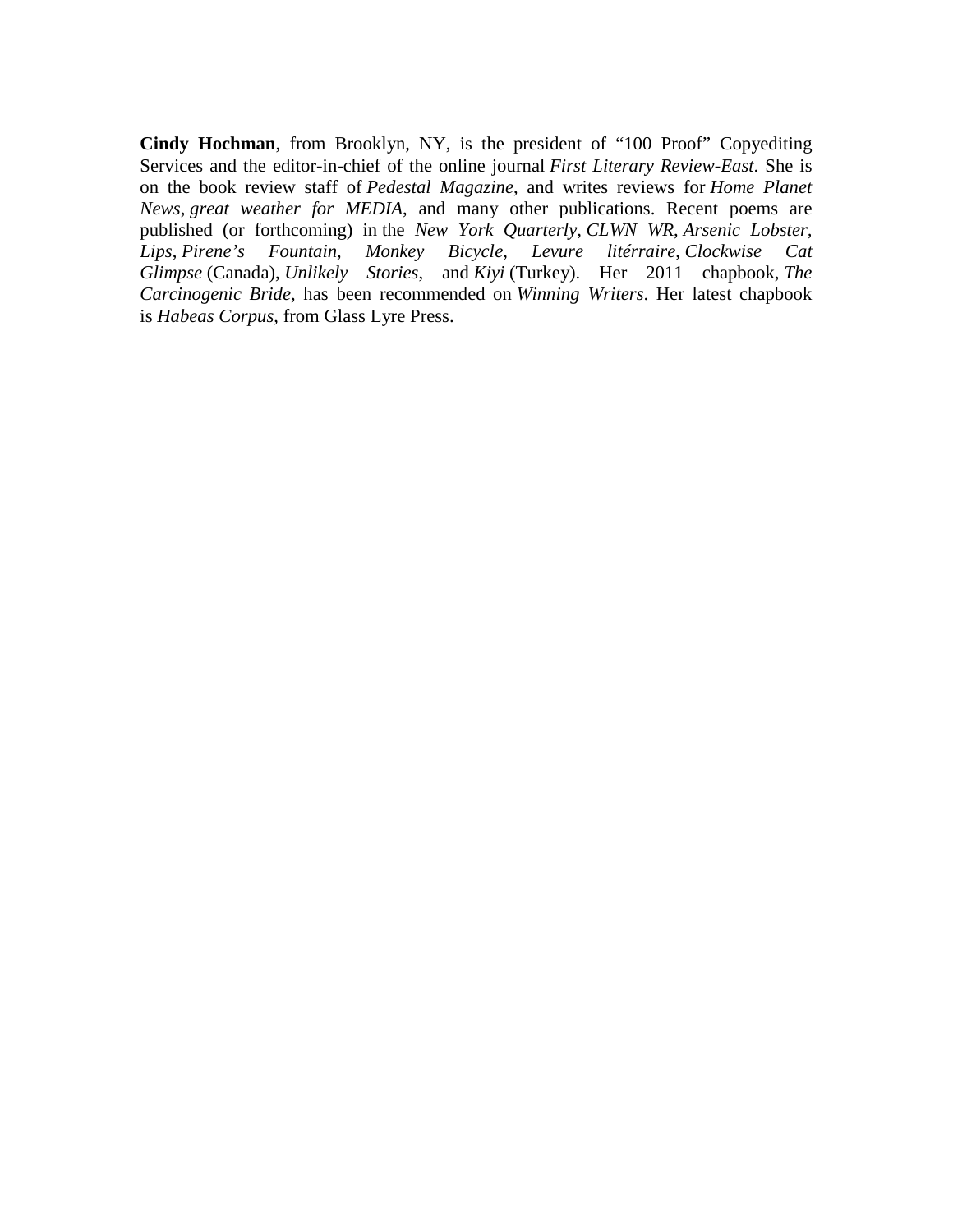**Cindy Hochman**, from Brooklyn, NY, is the president of “100 Proof” Copyediting Services and the editor-in-chief of the online journal *First Literary Review-East*. She is on the book review staff of *Pedestal Magazine*, and writes reviews for *Home Planet News*, *great weather for MEDIA*, and many other publications. Recent poems are published (or forthcoming) in the *New York Quarterly*, *CLWN WR*, *Arsenic Lobster*, *Lips*, *Pirene’s Fountain, Monkey Bicycle, Levure litérraire*, *Clockwise Cat Glimpse* (Canada), *Unlikely Stories*, and *Kiyi* (Turkey). Her 2011 chapbook, *The Carcinogenic Bride*, has been recommended on *Winning Writers*. Her latest chapbook is *Habeas Corpus*, from Glass Lyre Press.